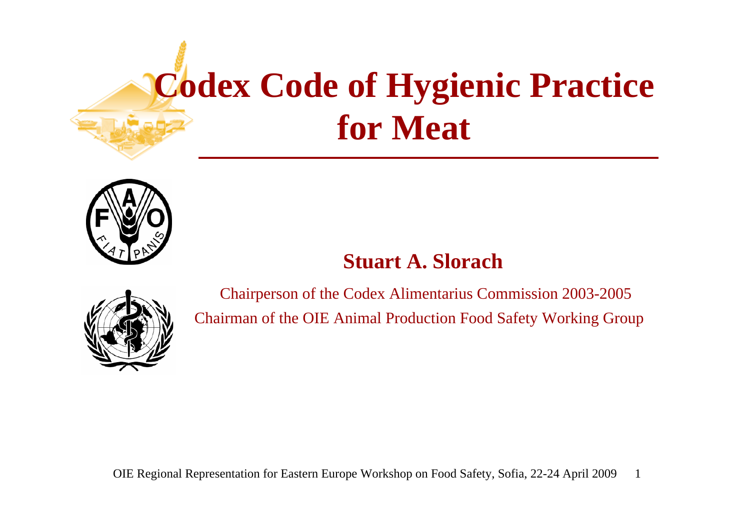# Codex Code of Hygienic Practice for Meat

**Stuart A. Slorach**

Chairperson of the Codex Alimentarius Commission 2003-2005

Chairman of the OIE Animal Production Food Safety Working Group

OIE Regional Representation for Eastern Europe Workshop on Food Safety, Sofia, 22-24 April 2009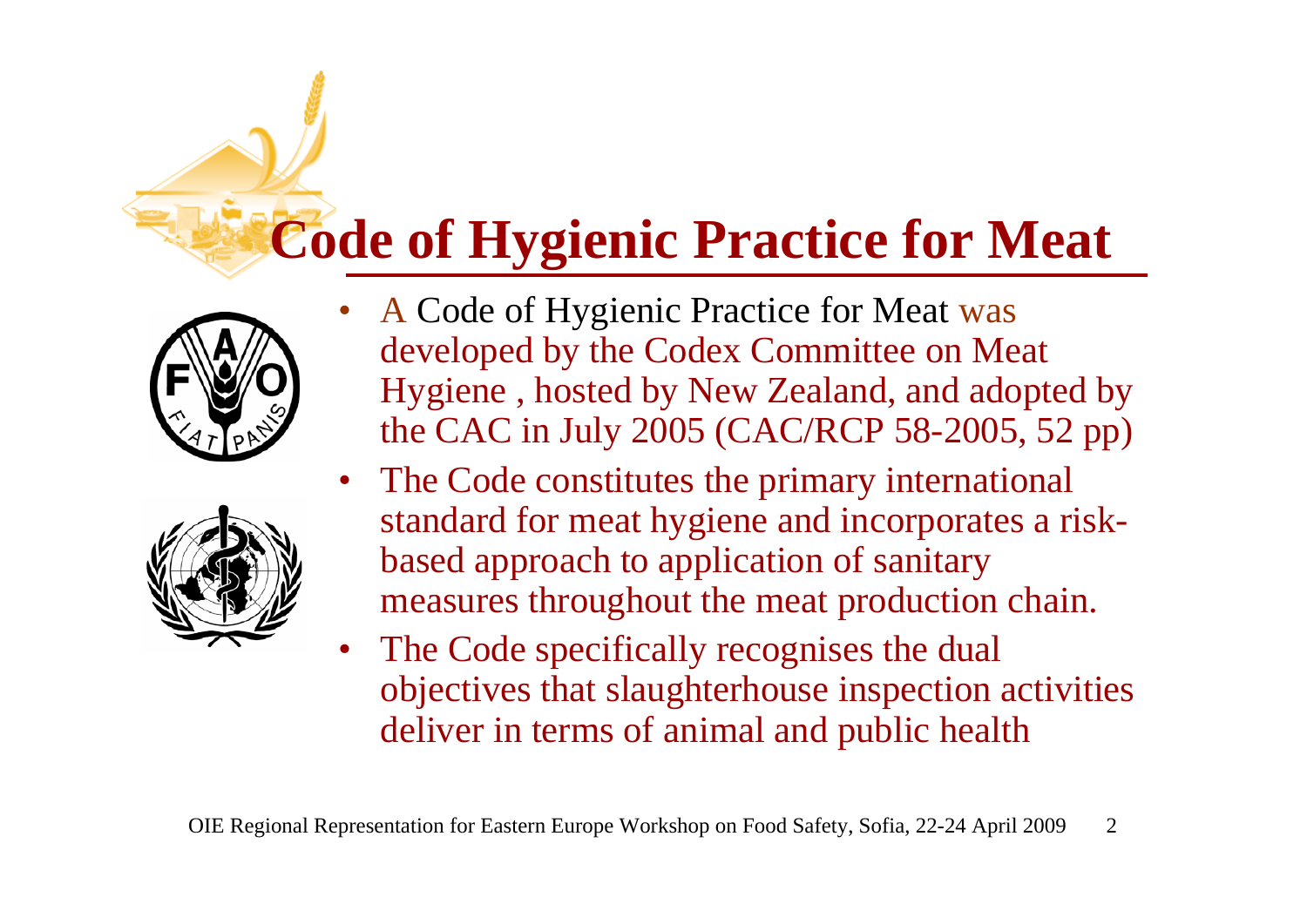# Code of Hygienic Practice for Meat

- A Code of Hygienic Practice for Meat was developed by the Codex Committee on Meat Hygiene , hosted by New Zealand, and adopted by the CAC in July 2005 (CAC/RCP 58-2005, 52 pp)
- The Code constitutes the primary international standard for meat hygiene and incorporates a risk-based approach to application of sanitary measures throughout the meat production chain.
- The Code specifically recognises the dual objectives that slaughterhouse inspection activities deliver in terms of animal and public health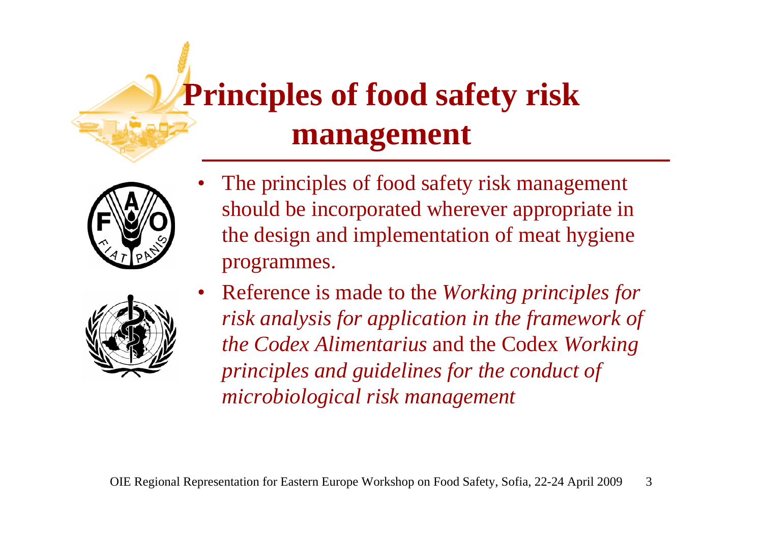# Principles of food safety risk management

- The principles of food safety risk management should be incorporated wherever appropriate in the design and implementation of meat hygiene programmes.
- Reference is made to the *Working principles for risk analysis for application in the framework of the Codex Alimentarius* and the Codex *Working principles and guidelines for the conduct of microbiological risk management*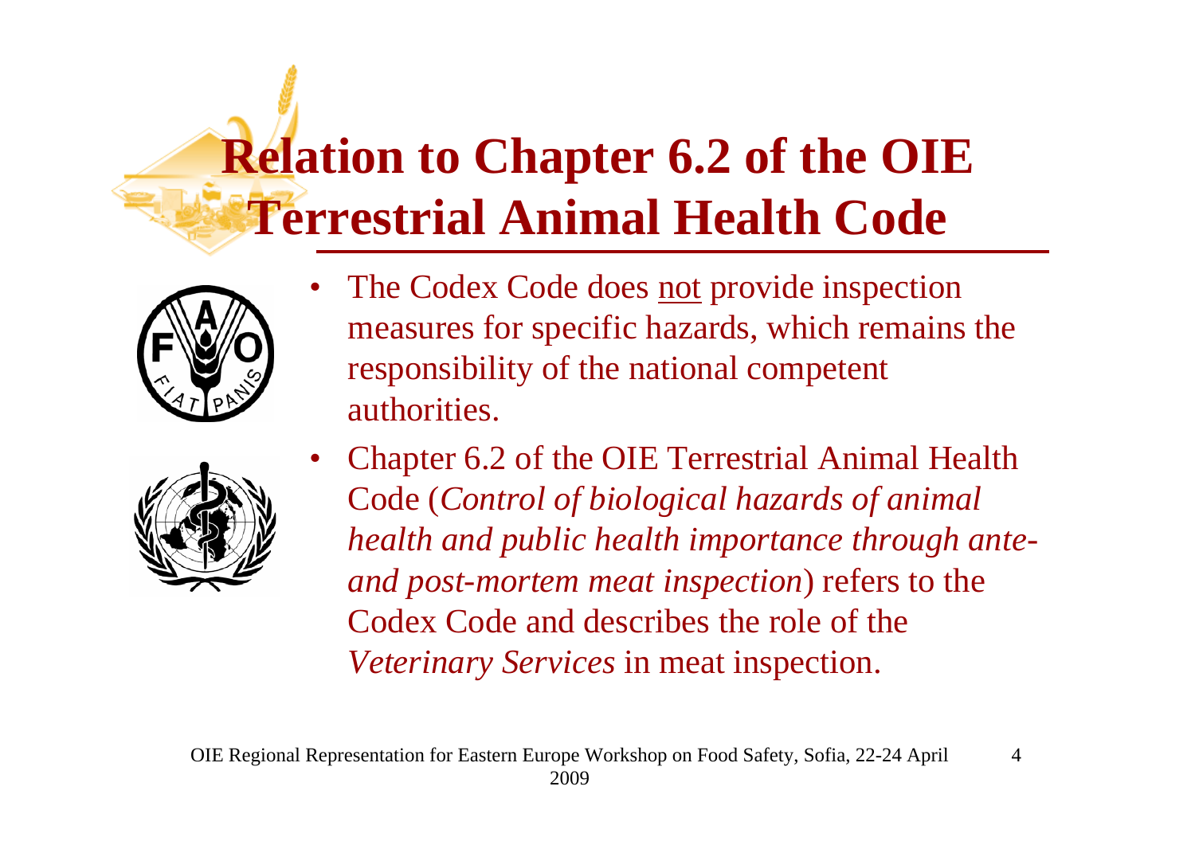# Relation to Chapter 6.2 of the OIE Terrestrial Animal Health Code

- The Codex Code does not provide inspection measures for specific hazards, which remains the responsibility of the national competent authorities.
- Chapter 6.2 of the OIE Terrestrial Animal Health Code (*Control of biological hazards of animal health and public health importance through ante- and post-mortem meat inspection*) refers to the Codex Code and describes the role of the *Veterinary Services* in meat inspection.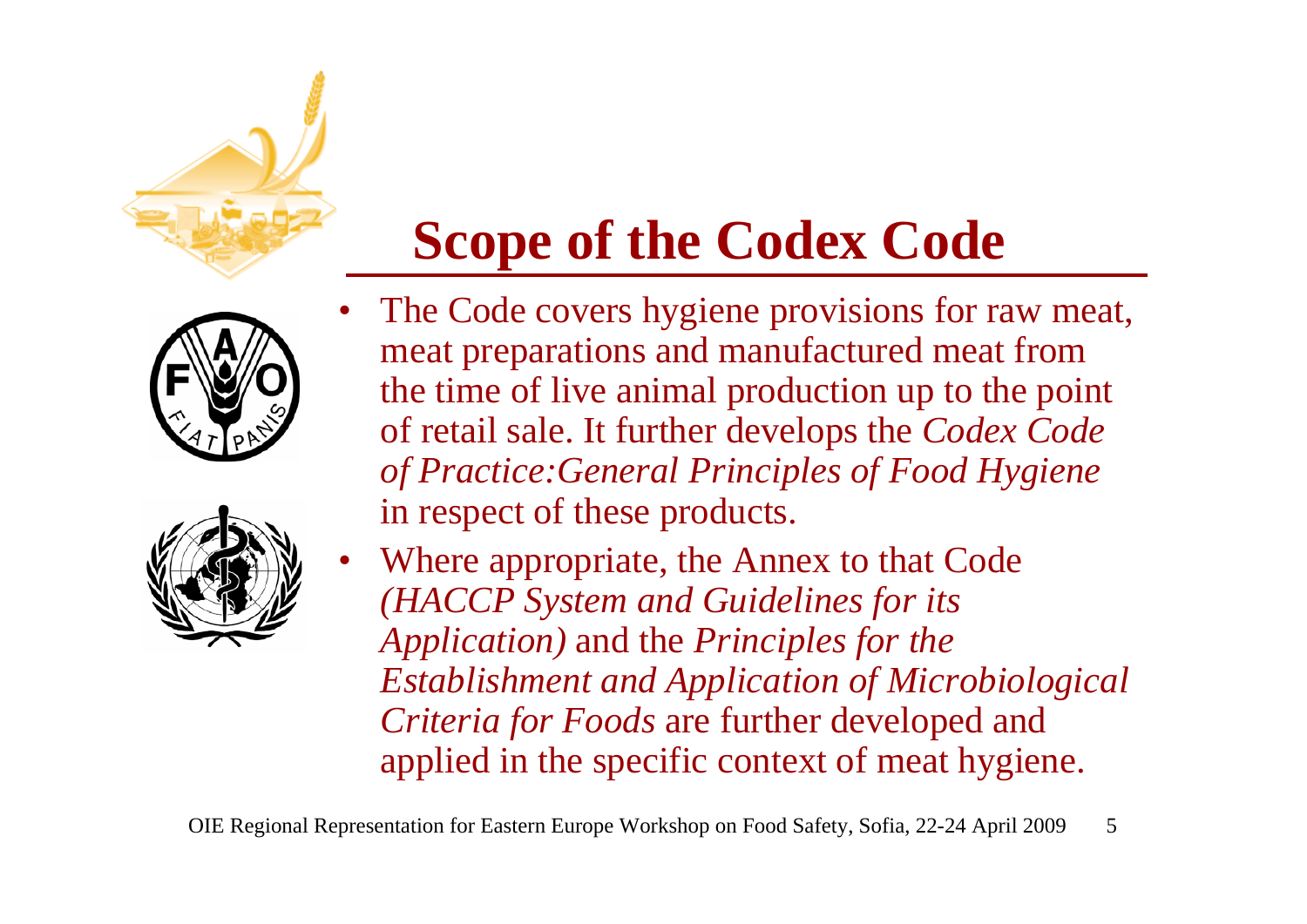# Scope of the Codex Code

- The Code covers hygiene provisions for raw meat, meat preparations and manufactured meat from the time of live animal production up to the point of retail sale. It further develops the *Codex Code of Practice:General Principles of Food Hygiene* in respect of these products.
- Where appropriate, the Annex to that Code *(HACCP System and Guidelines for its Application)* and the *Principles for the Establishment and Application of Microbiological Criteria for Foods* are further developed and applied in the specific context of meat hygiene.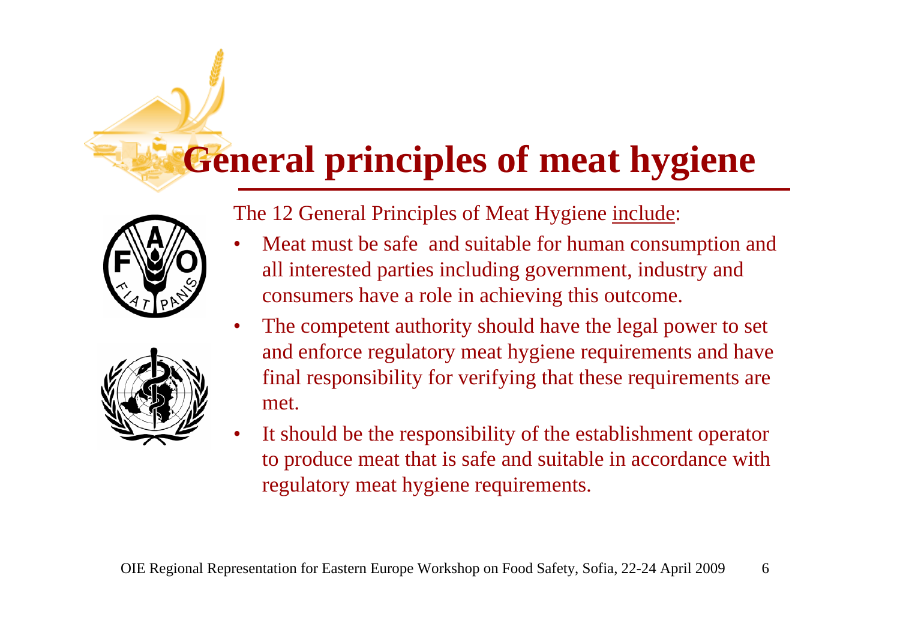# General principles of meat hygiene

The 12 General Principles of Meat Hygiene include:

- Meat must be safe and suitable for human consumption and all interested parties including government, industry and consumers have a role in achieving this outcome.
- The competent authority should have the legal power to set and enforce regulatory meat hygiene requirements and have final responsibility for verifying that these requirements are met.
- It should be the responsibility of the establishment operator to produce meat that is safe and suitable in accordance with regulatory meat hygiene requirements.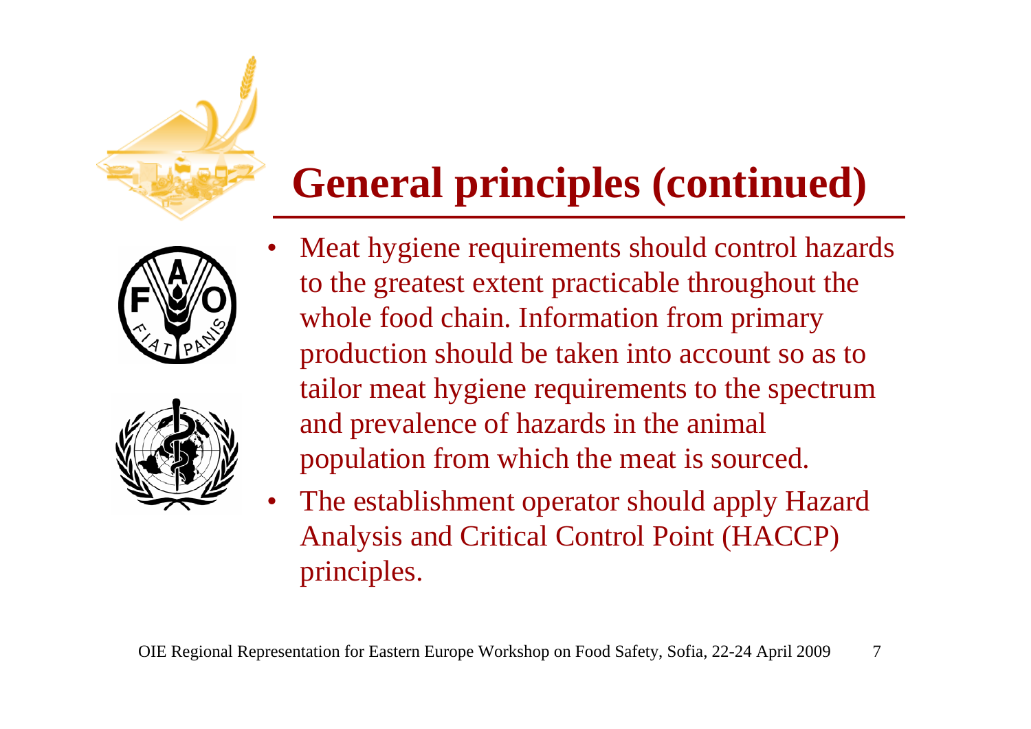# General principles (continued)

- Meat hygiene requirements should control hazards to the greatest extent practicable throughout the whole food chain. Information from primary production should be taken into account so as to tailor meat hygiene requirements to the spectrum and prevalence of hazards in the animal population from which the meat is sourced.
- The establishment operator should apply Hazard Analysis and Critical Control Point (HACCP) principles.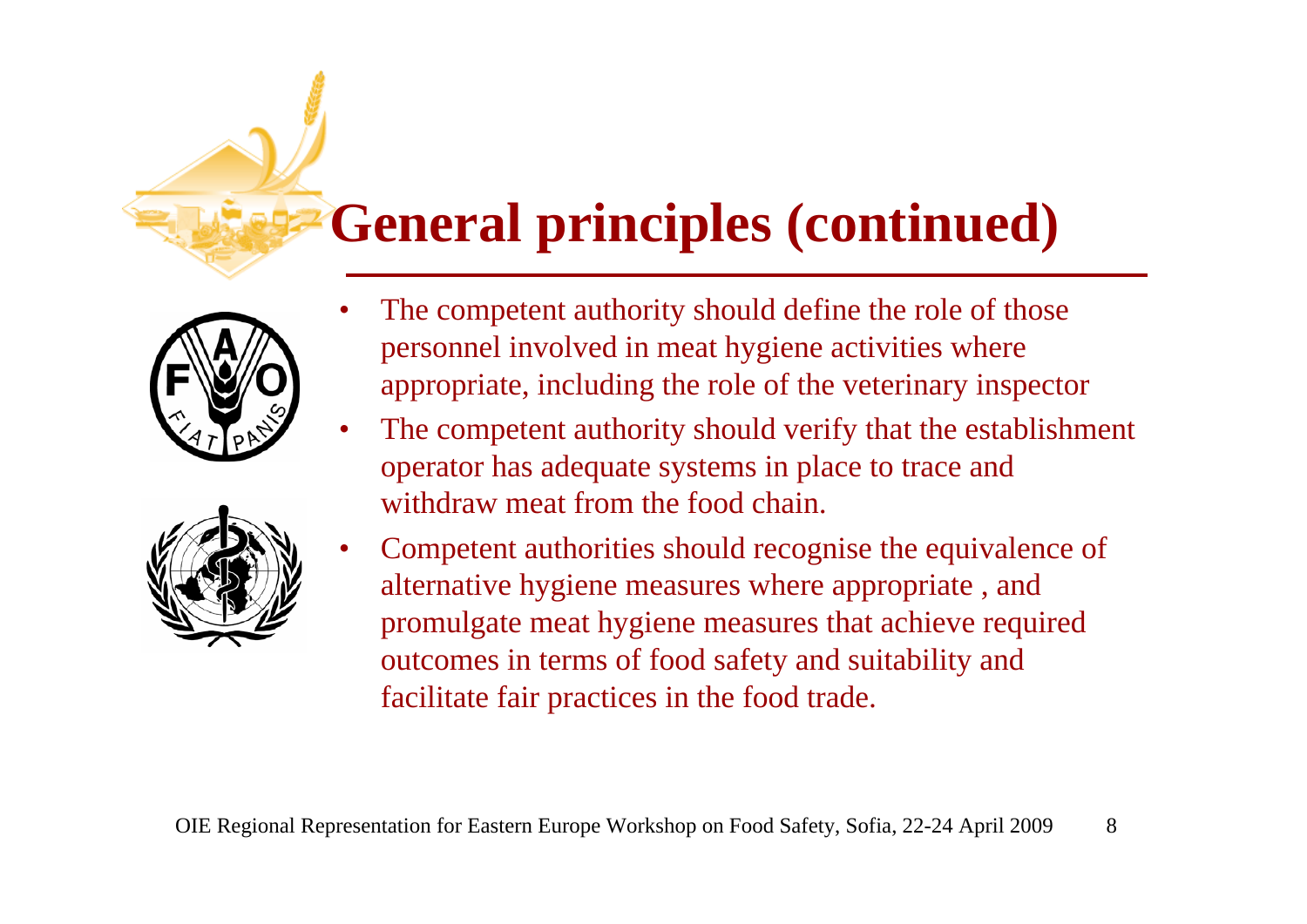# General principles (continued)

- The competent authority should define the role of those personnel involved in meat hygiene activities where appropriate, including the role of the veterinary inspector
- The competent authority should verify that the establishment operator has adequate systems in place to trace and withdraw meat from the food chain.
- Competent authorities should recognise the equivalence of alternative hygiene measures where appropriate , and promulgate meat hygiene measures that achieve required outcomes in terms of food safety and suitability and facilitate fair practices in the food trade.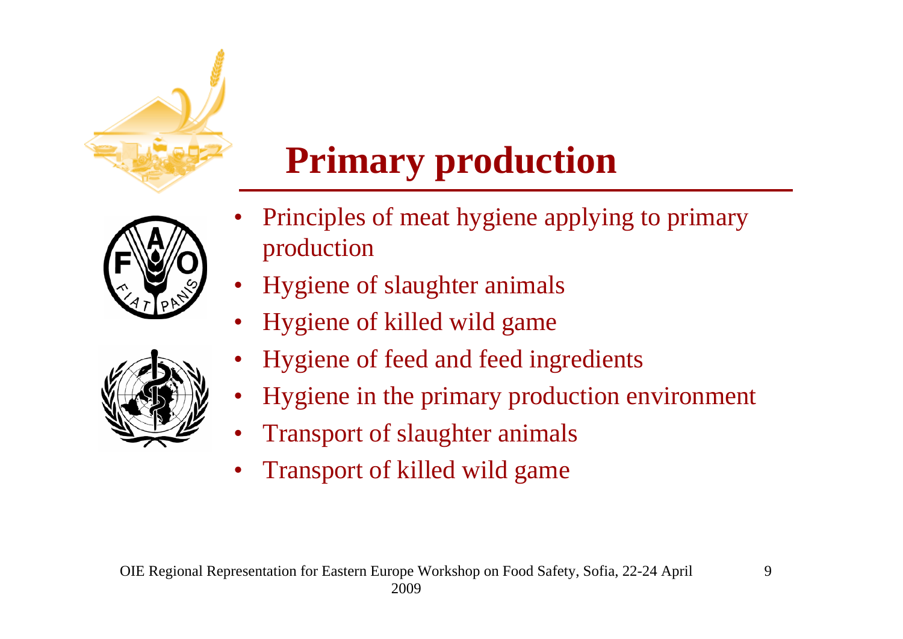# Primary production

- Principles of meat hygiene applying to primary production
- Hygiene of slaughter animals
- Hygiene of killed wild game
- Hygiene of feed and feed ingredients
- Hygiene in the primary production environment
- Transport of slaughter animals
- Transport of killed wild game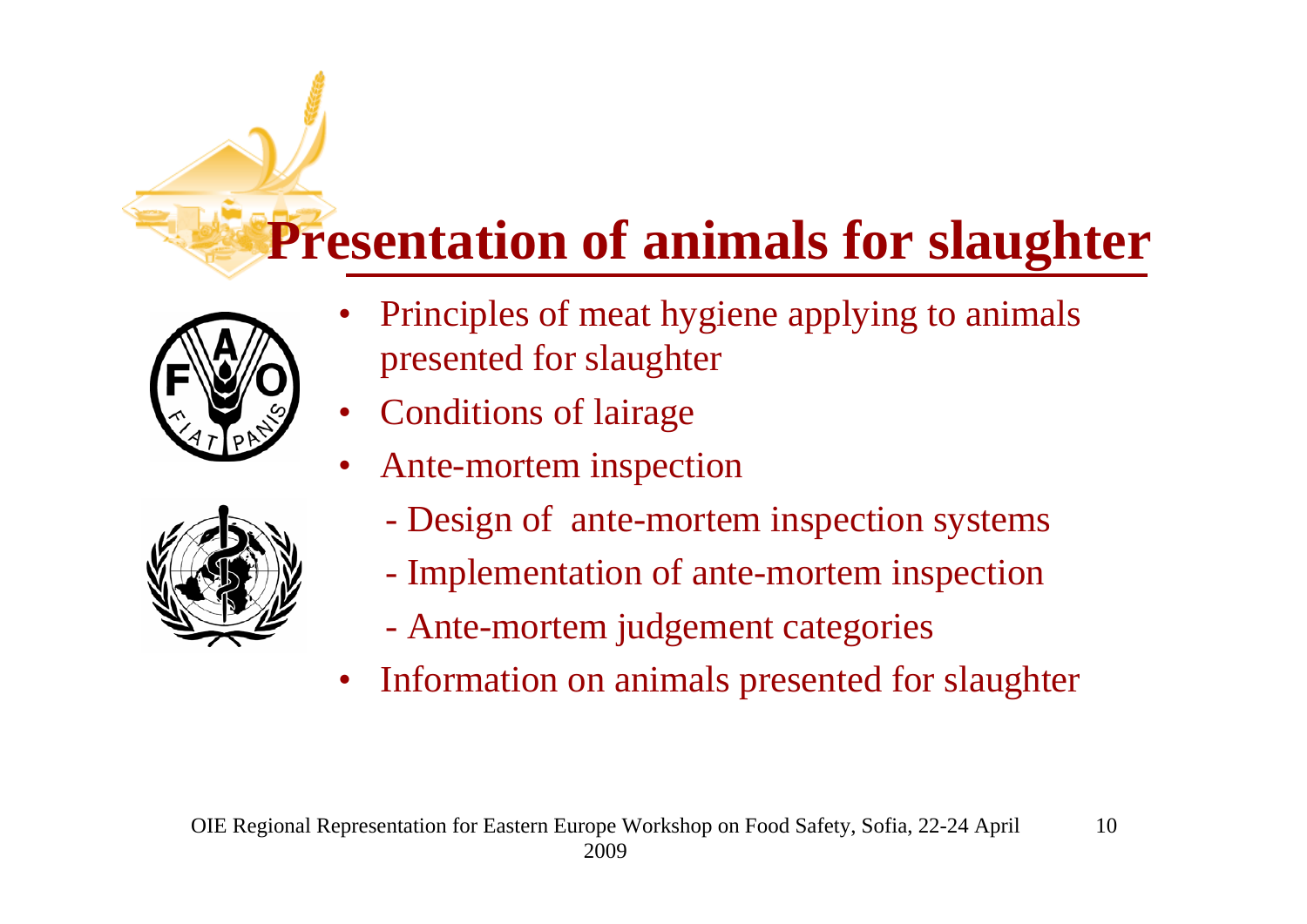# Presentation of animals for slaughter

- Principles of meat hygiene applying to animals presented for slaughter
- Conditions of lairage
- Ante-mortem inspection
  - Design of ante-mortem inspection systems
  - Implementation of ante-mortem inspection
  - Ante-mortem judgement categories
- Information on animals presented for slaughter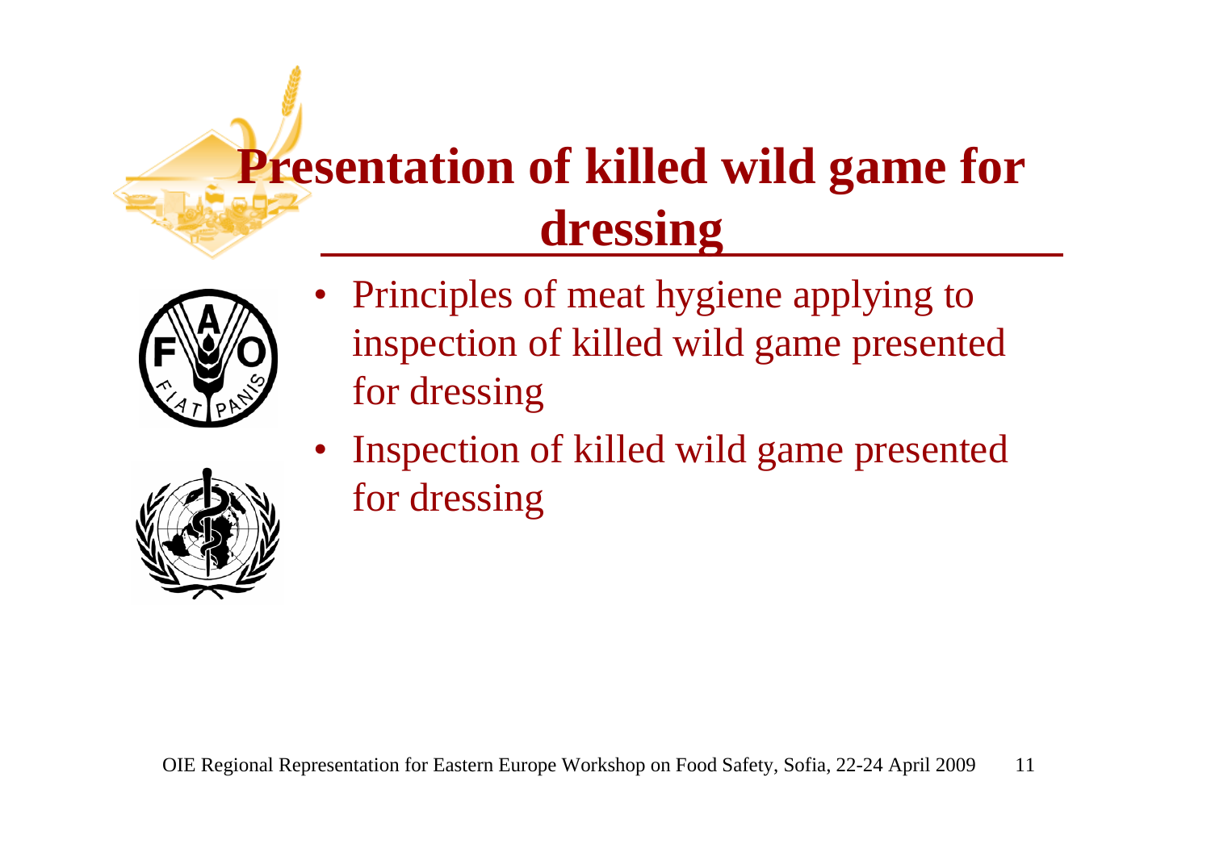# Presentation of killed wild game for dressing

- Principles of meat hygiene applying to inspection of killed wild game presented for dressing
- Inspection of killed wild game presented for dressing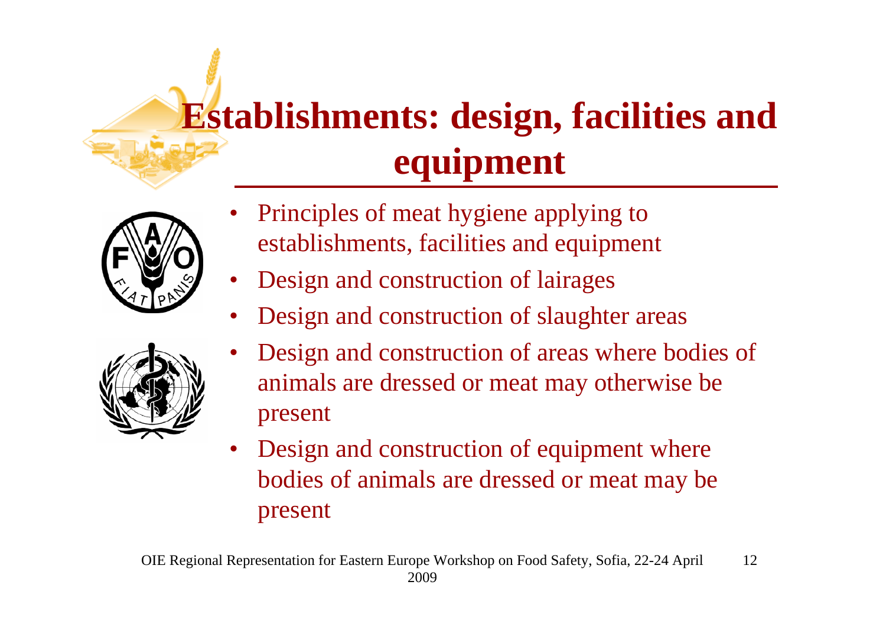# Establishments: design, facilities and equipment

- Principles of meat hygiene applying to establishments, facilities and equipment
- Design and construction of lairages
- Design and construction of slaughter areas
- Design and construction of areas where bodies of animals are dressed or meat may otherwise be present
- Design and construction of equipment where bodies of animals are dressed or meat may be present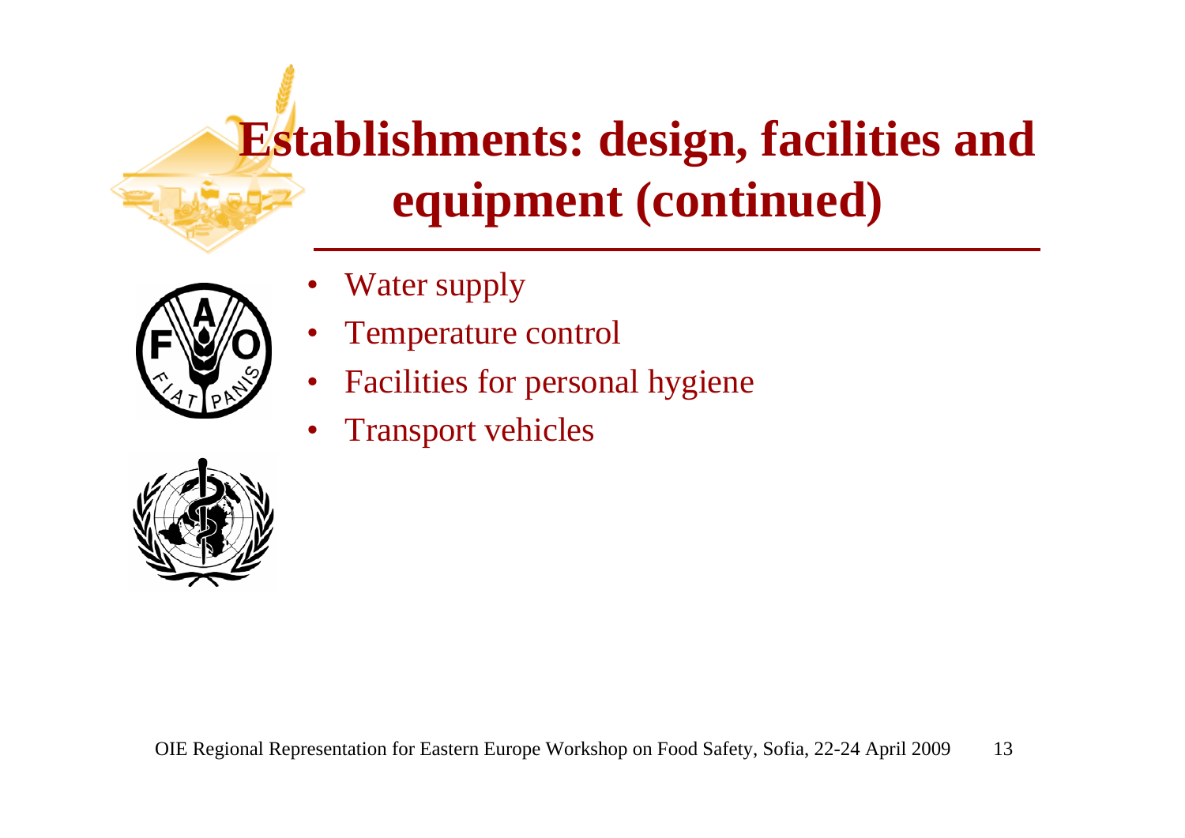# Establishments: design, facilities and equipment (continued)

- Water supply
- Temperature control
- Facilities for personal hygiene
- Transport vehicles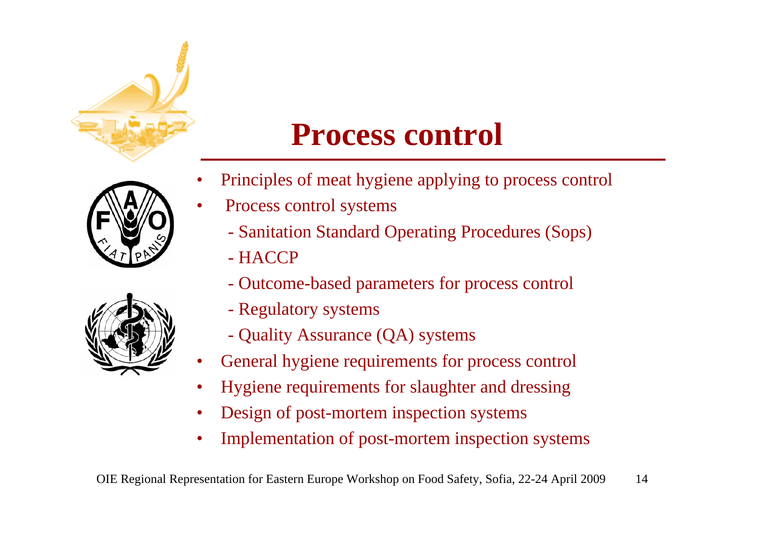# Process control

- Principles of meat hygiene applying to process control
- Process control systems
  - Sanitation Standard Operating Procedures (Sops)
  - HACCP
  - Outcome-based parameters for process control
  - Regulatory systems
  - Quality Assurance (QA) systems
- General hygiene requirements for process control
- Hygiene requirements for slaughter and dressing
- Design of post-mortem inspection systems
- Implementation of post-mortem inspection systems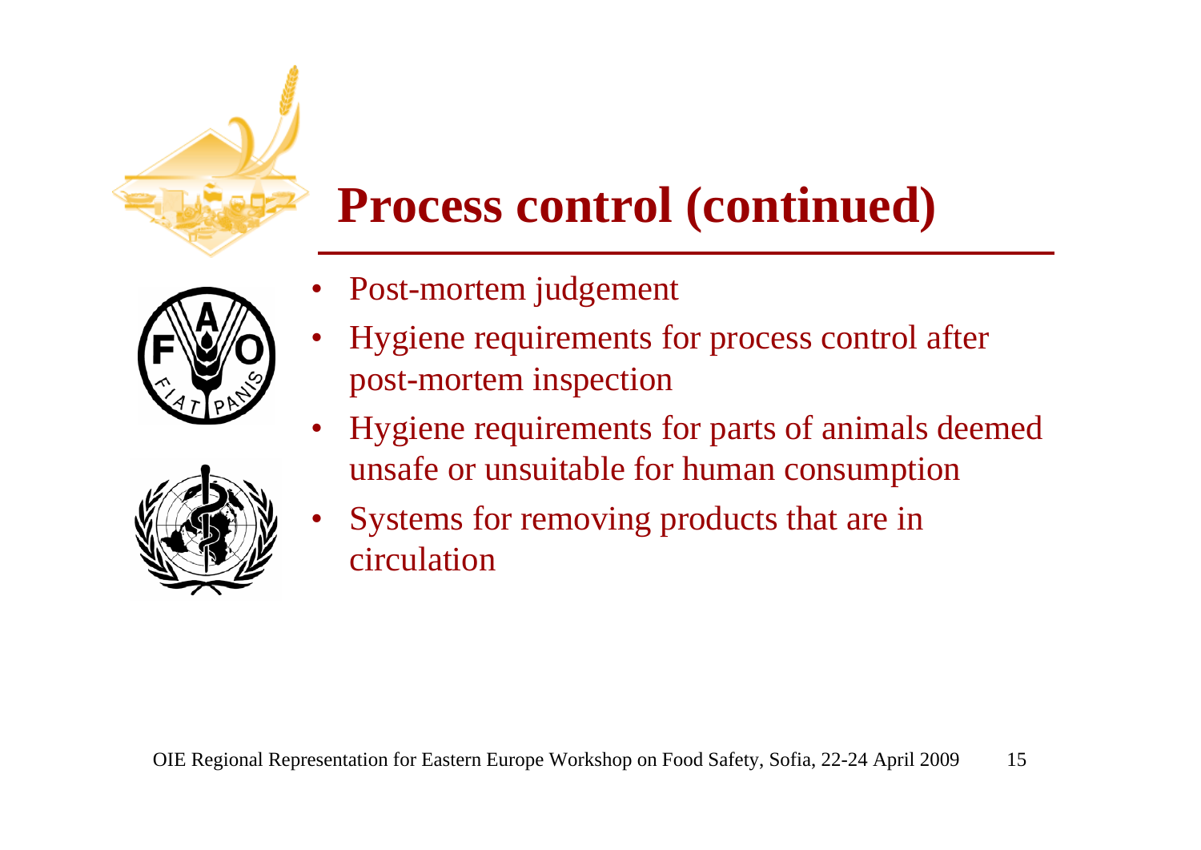# Process control (continued)

- Post-mortem judgement
- Hygiene requirements for process control after post-mortem inspection
- Hygiene requirements for parts of animals deemed unsafe or unsuitable for human consumption
- Systems for removing products that are in circulation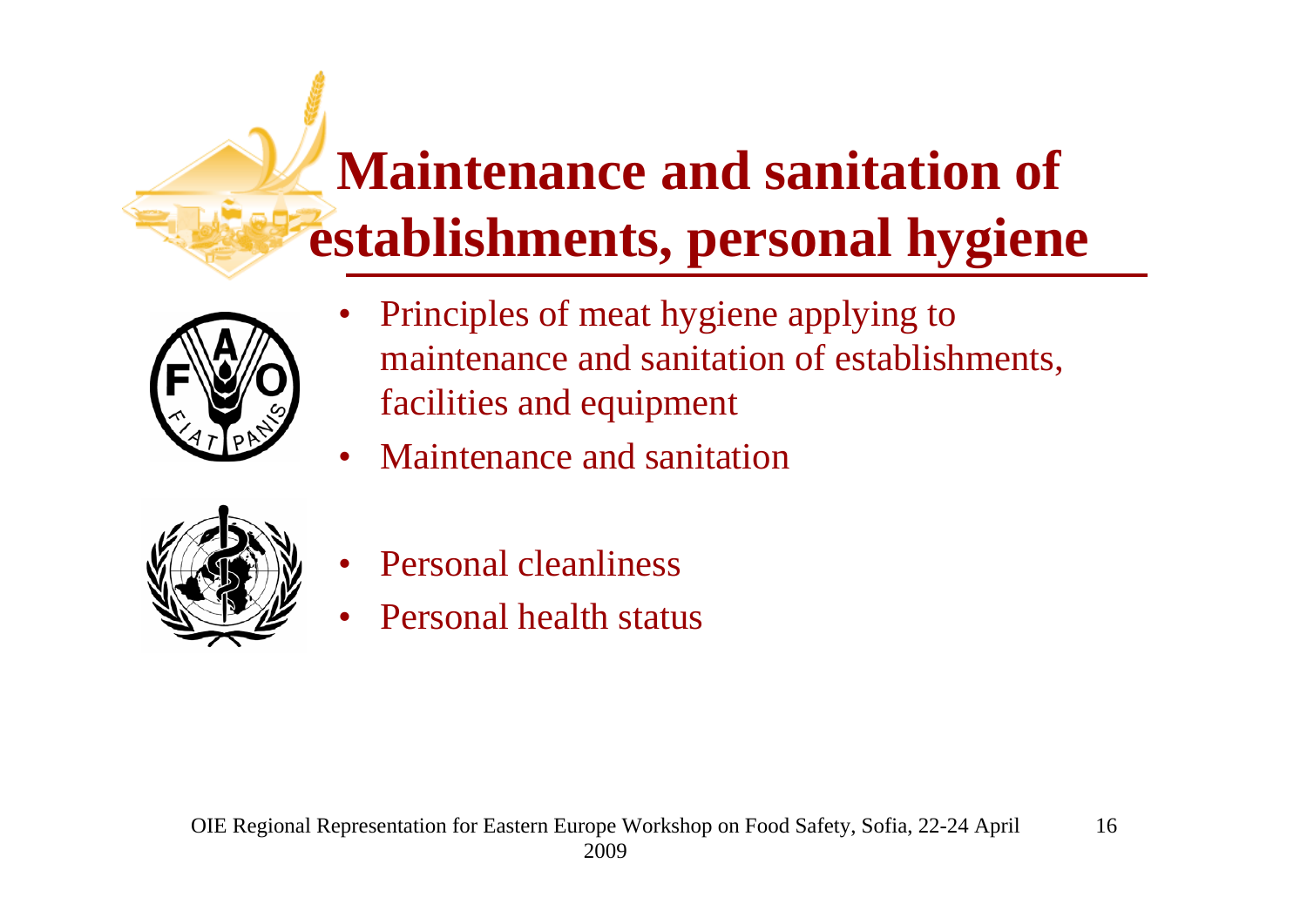# Maintenance and sanitation of establishments, personal hygiene

- Principles of meat hygiene applying to maintenance and sanitation of establishments, facilities and equipment
- Maintenance and sanitation
- Personal cleanliness
- Personal health status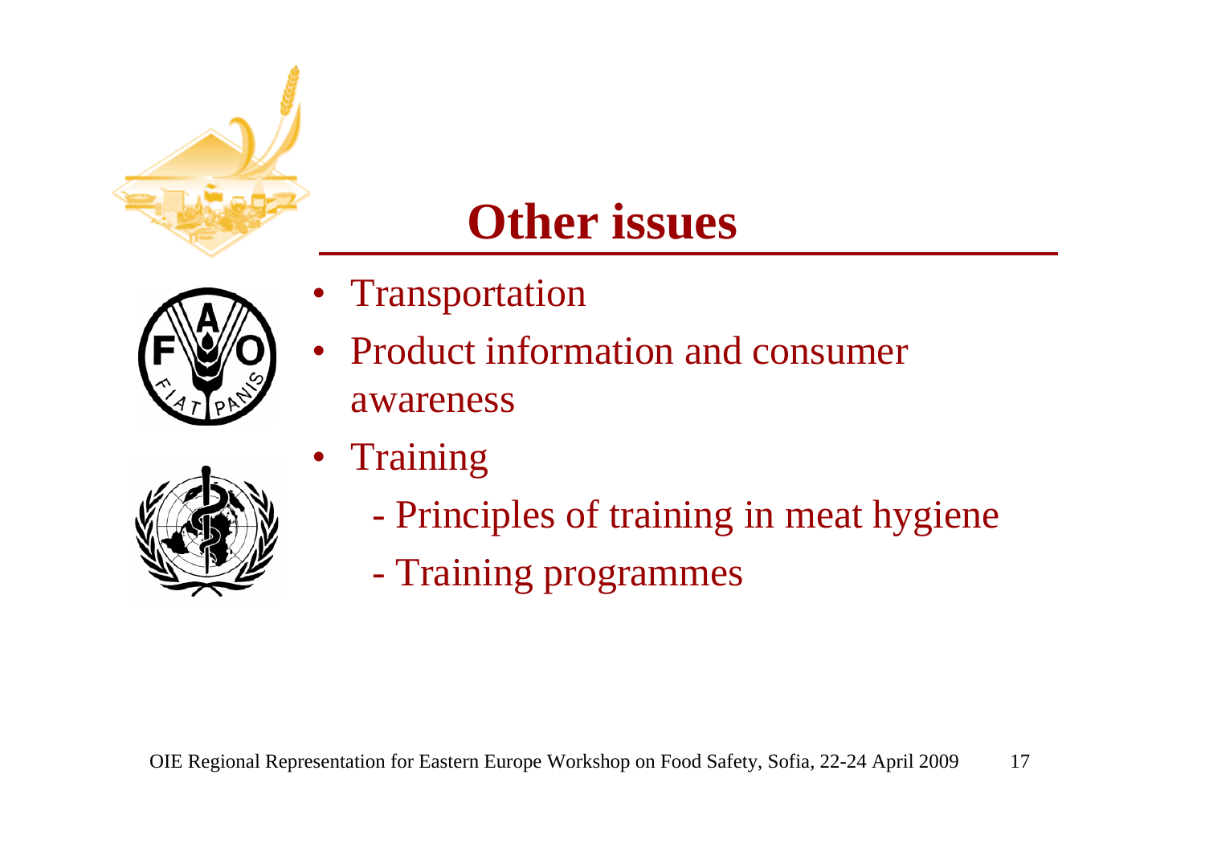# Other issues

- Transportation
- Product information and consumer awareness
- Training
  - Principles of training in meat hygiene
  - Training programmes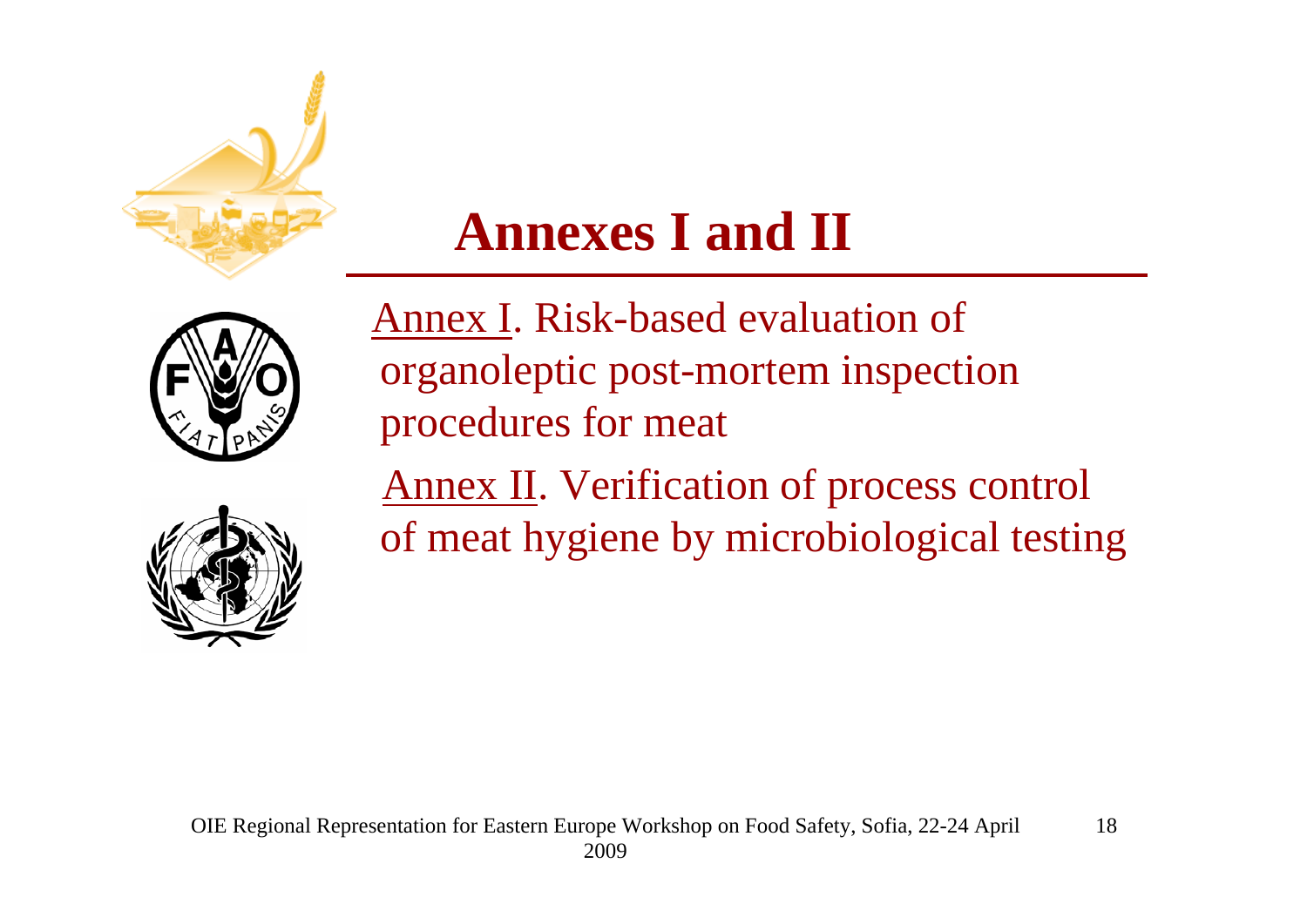# Annexes I and II

Annex I. Risk-based evaluation of organoleptic post-mortem inspection procedures for meat

Annex II. Verification of process control of meat hygiene by microbiological testing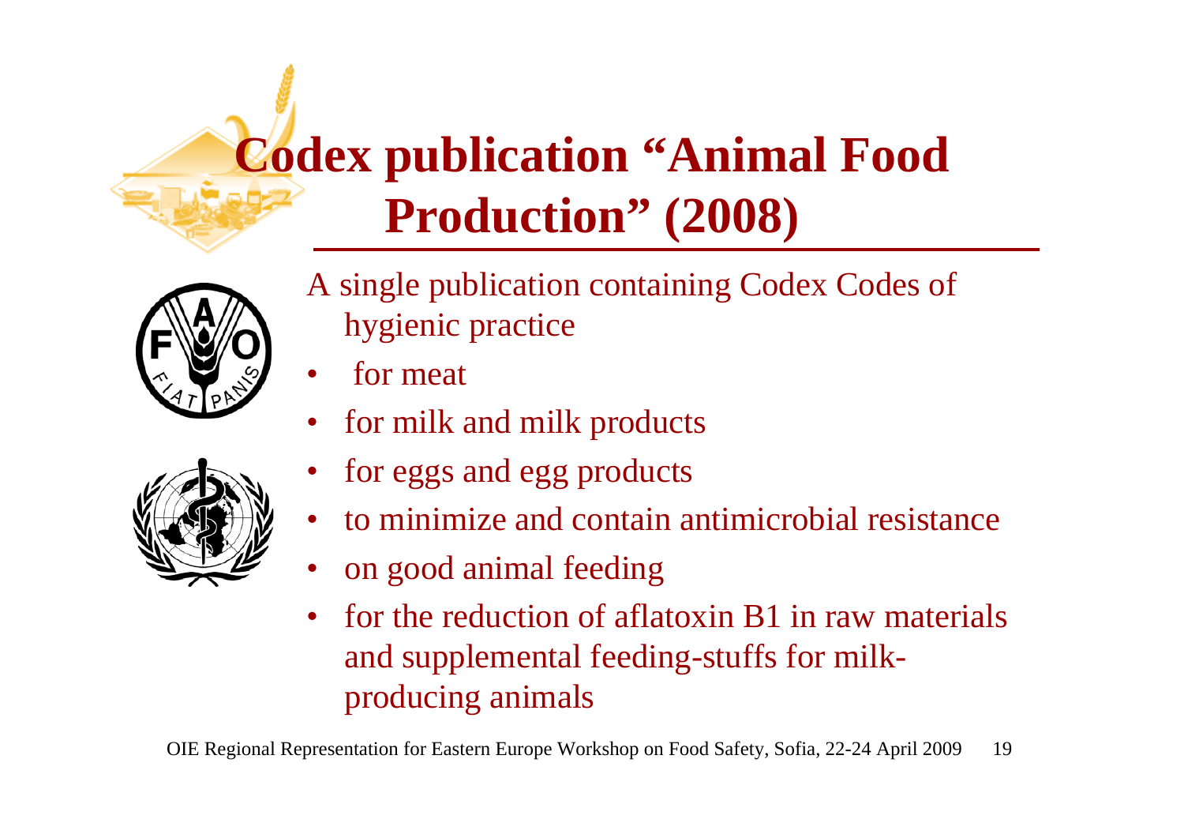# Codex publication "Animal Food Production" (2008)

A single publication containing Codex Codes of hygienic practice

- for meat
- for milk and milk products
- for eggs and egg products
- to minimize and contain antimicrobial resistance
- on good animal feeding
- for the reduction of aflatoxin B1 in raw materials and supplemental feeding-stuffs for milk-producing animals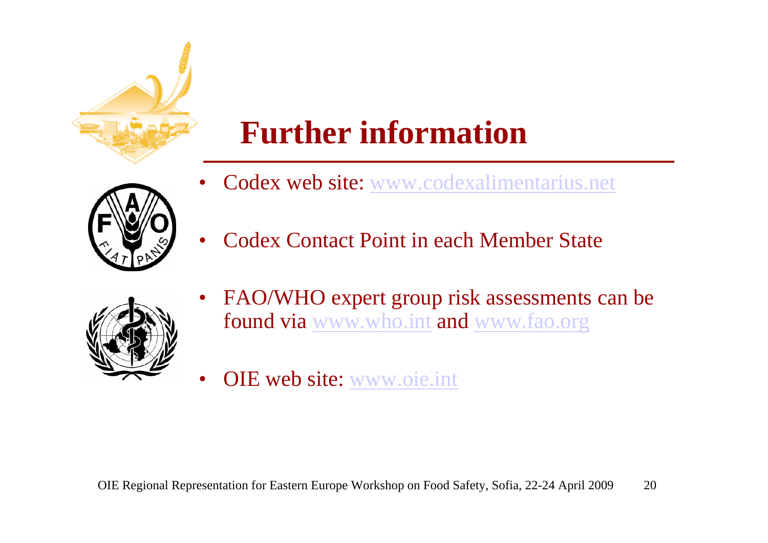# Further information

- Codex web site: www.codexalimentarius.net
- Codex Contact Point in each Member State
- FAO/WHO expert group risk assessments can be found via www.who.int and www.fao.org
- OIE web site: www.oie.int